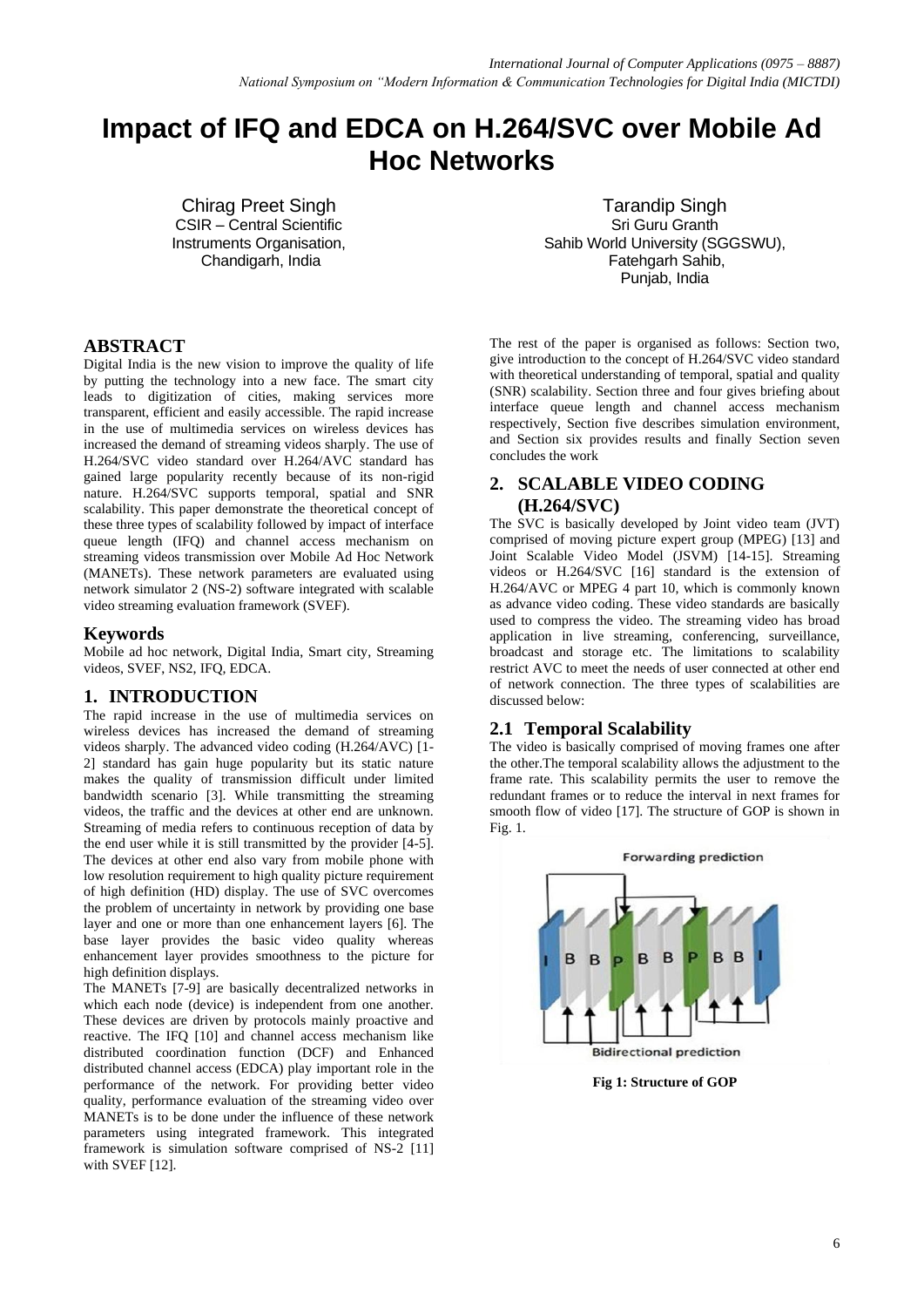# Impact of IFQ and EDCA on H.264/SVC over Mobile Ad Hoc Networks

Chirag Preet Singh
CSIR – Central Scientific Instruments Organisation,
Chandigarh, India

Tarandip Singh
Sri Guru Granth Sahib World University (SGGSWU),
Fatehgarh Sahib,
Punjab, India

## ABSTRACT

Digital India is the new vision to improve the quality of life by putting the technology into a new face. The smart city leads to digitization of cities, making services more transparent, efficient and easily accessible. The rapid increase in the use of multimedia services on wireless devices has increased the demand of streaming videos sharply. The use of H.264/SVC video standard over H.264/AVC standard has gained large popularity recently because of its non-rigid nature. H.264/SVC supports temporal, spatial and SNR scalability. This paper demonstrate the theoretical concept of these three types of scalability followed by impact of interface queue length (IFQ) and channel access mechanism on streaming videos transmission over Mobile Ad Hoc Network (MANETs). These network parameters are evaluated using network simulator 2 (NS-2) software integrated with scalable video streaming evaluation framework (SVEF).

## Keywords

Mobile ad hoc network, Digital India, Smart city, Streaming videos, SVEF, NS2, IFQ, EDCA.

## 1. INTRODUCTION

The rapid increase in the use of multimedia services on wireless devices has increased the demand of streaming videos sharply. The advanced video coding (H.264/AVC) [1-2] standard has gain huge popularity but its static nature makes the quality of transmission difficult under limited bandwidth scenario [3]. While transmitting the streaming videos, the traffic and the devices at other end are unknown. Streaming of media refers to continuous reception of data by the end user while it is still transmitted by the provider [4-5]. The devices at other end also vary from mobile phone with low resolution requirement to high quality picture requirement of high definition (HD) display. The use of SVC overcomes the problem of uncertainty in network by providing one base layer and one or more than one enhancement layers [6]. The base layer provides the basic video quality whereas enhancement layer provides smoothness to the picture for high definition displays.

The MANETs [7-9] are basically decentralized networks in which each node (device) is independent from one another. These devices are driven by protocols mainly proactive and reactive. The IFQ [10] and channel access mechanism like distributed coordination function (DCF) and Enhanced distributed channel access (EDCA) play important role in the performance of the network. For providing better video quality, performance evaluation of the streaming video over MANETs is to be done under the influence of these network parameters using integrated framework. This integrated framework is simulation software comprised of NS-2 [11] with SVEF [12].

The rest of the paper is organised as follows: Section two, give introduction to the concept of H.264/SVC video standard with theoretical understanding of temporal, spatial and quality (SNR) scalability. Section three and four gives briefing about interface queue length and channel access mechanism respectively, Section five describes simulation environment, and Section six provides results and finally Section seven concludes the work

## 2. SCALABLE VIDEO CODING (H.264/SVC)

The SVC is basically developed by Joint video team (JVT) comprised of moving picture expert group (MPEG) [13] and Joint Scalable Video Model (JSVM) [14-15]. Streaming videos or H.264/SVC [16] standard is the extension of H.264/AVC or MPEG 4 part 10, which is commonly known as advance video coding. These video standards are basically used to compress the video. The streaming video has broad application in live streaming, conferencing, surveillance, broadcast and storage etc. The limitations to scalability restrict AVC to meet the needs of user connected at other end of network connection. The three types of scalabilities are discussed below:

### 2.1 Temporal Scalability

The video is basically comprised of moving frames one after the other.The temporal scalability allows the adjustment to the frame rate. This scalability permits the user to remove the redundant frames or to reduce the interval in next frames for smooth flow of video [17]. The structure of GOP is shown in Fig. 1.

Forwarding prediction

I B B P B B P B B I

Bidirectional prediction

**Fig 1: Structure of GOP**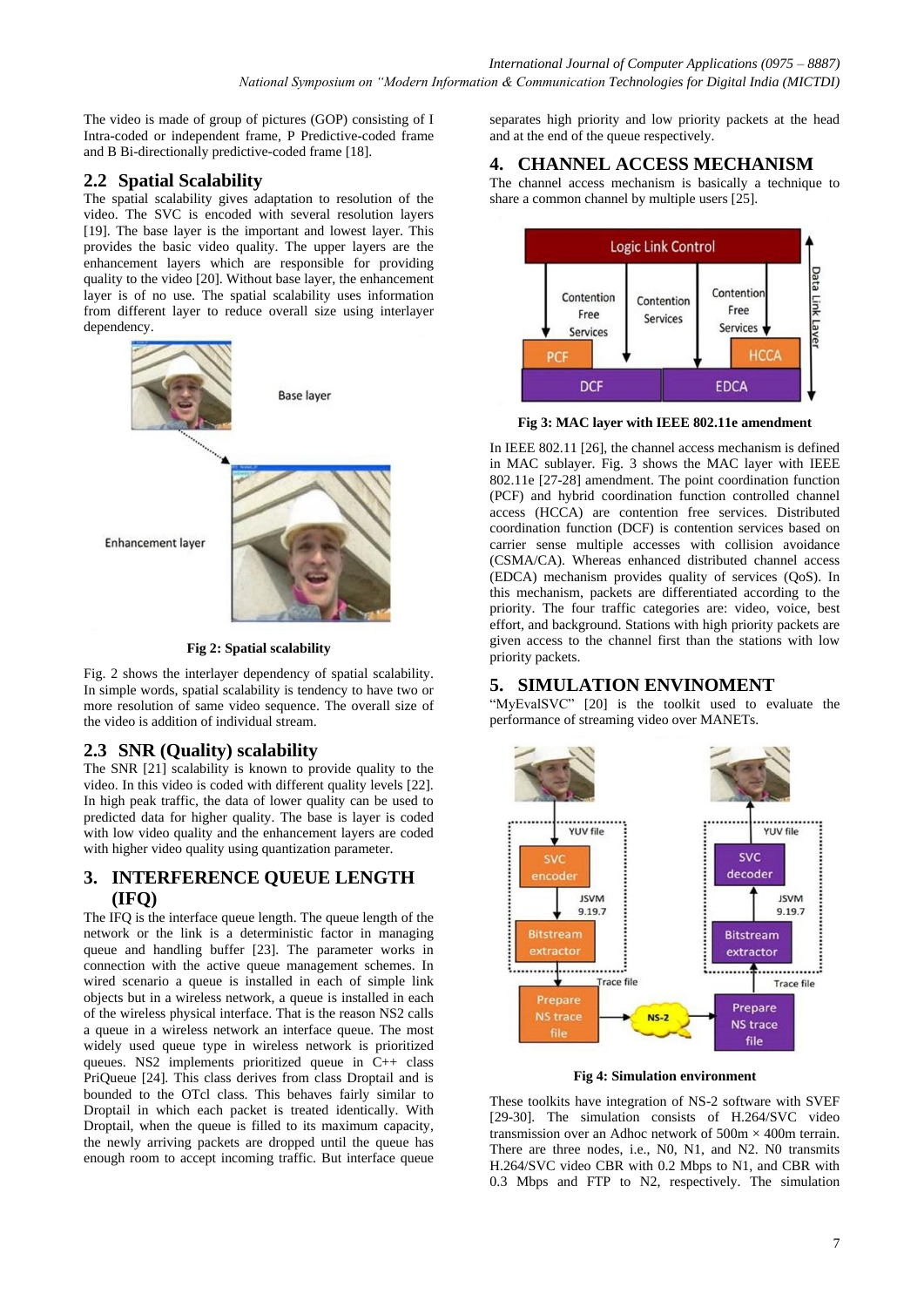The video is made of group of pictures (GOP) consisting of I Intra-coded or independent frame, P Predictive-coded frame and B Bi-directionally predictive-coded frame [18].

## 2.2 Spatial Scalability

The spatial scalability gives adaptation to resolution of the video. The SVC is encoded with several resolution layers [19]. The base layer is the important and lowest layer. This provides the basic video quality. The upper layers are the enhancement layers which are responsible for providing quality to the video [20]. Without base layer, the enhancement layer is of no use. The spatial scalability uses information from different layer to reduce overall size using interlayer dependency.

**Fig 2: Spatial scalability**

Fig. 2 shows the interlayer dependency of spatial scalability. In simple words, spatial scalability is tendency to have two or more resolution of same video sequence. The overall size of the video is addition of individual stream.

## 2.3 SNR (Quality) scalability

The SNR [21] scalability is known to provide quality to the video. In this video is coded with different quality levels [22]. In high peak traffic, the data of lower quality can be used to predicted data for higher quality. The base is layer is coded with low video quality and the enhancement layers are coded with higher video quality using quantization parameter.

# 3. INTERFERENCE QUEUE LENGTH (IFQ)

The IFQ is the interface queue length. The queue length of the network or the link is a deterministic factor in managing queue and handling buffer [23]. The parameter works in connection with the active queue management schemes. In wired scenario a queue is installed in each of simple link objects but in a wireless network, a queue is installed in each of the wireless physical interface. That is the reason NS2 calls a queue in a wireless network an interface queue. The most widely used queue type in wireless network is prioritized queues. NS2 implements prioritized queue in C++ class PriQueue [24]. This class derives from class Droptail and is bounded to the OTcl class. This behaves fairly similar to Droptail in which each packet is treated identically. With Droptail, when the queue is filled to its maximum capacity, the newly arriving packets are dropped until the queue has enough room to accept incoming traffic. But interface queue separates high priority and low priority packets at the head and at the end of the queue respectively.

# 4. CHANNEL ACCESS MECHANISM

The channel access mechanism is basically a technique to share a common channel by multiple users [25].

**Fig 3: MAC layer with IEEE 802.11e amendment**

In IEEE 802.11 [26], the channel access mechanism is defined in MAC sublayer. Fig. 3 shows the MAC layer with IEEE 802.11e [27-28] amendment. The point coordination function (PCF) and hybrid coordination function controlled channel access (HCCA) are contention free services. Distributed coordination function (DCF) is contention services based on carrier sense multiple accesses with collision avoidance (CSMA/CA). Whereas enhanced distributed channel access (EDCA) mechanism provides quality of services (QoS). In this mechanism, packets are differentiated according to the priority. The four traffic categories are: video, voice, best effort, and background. Stations with high priority packets are given access to the channel first than the stations with low priority packets.

# 5. SIMULATION ENVINOMENT

"MyEvalSVC" [20] is the toolkit used to evaluate the performance of streaming video over MANETs.

**Fig 4: Simulation environment**

These toolkits have integration of NS-2 software with SVEF [29-30]. The simulation consists of H.264/SVC video transmission over an Adhoc network of 500m × 400m terrain. There are three nodes, i.e., N0, N1, and N2. N0 transmits H.264/SVC video CBR with 0.2 Mbps to N1, and CBR with 0.3 Mbps and FTP to N2, respectively. The simulation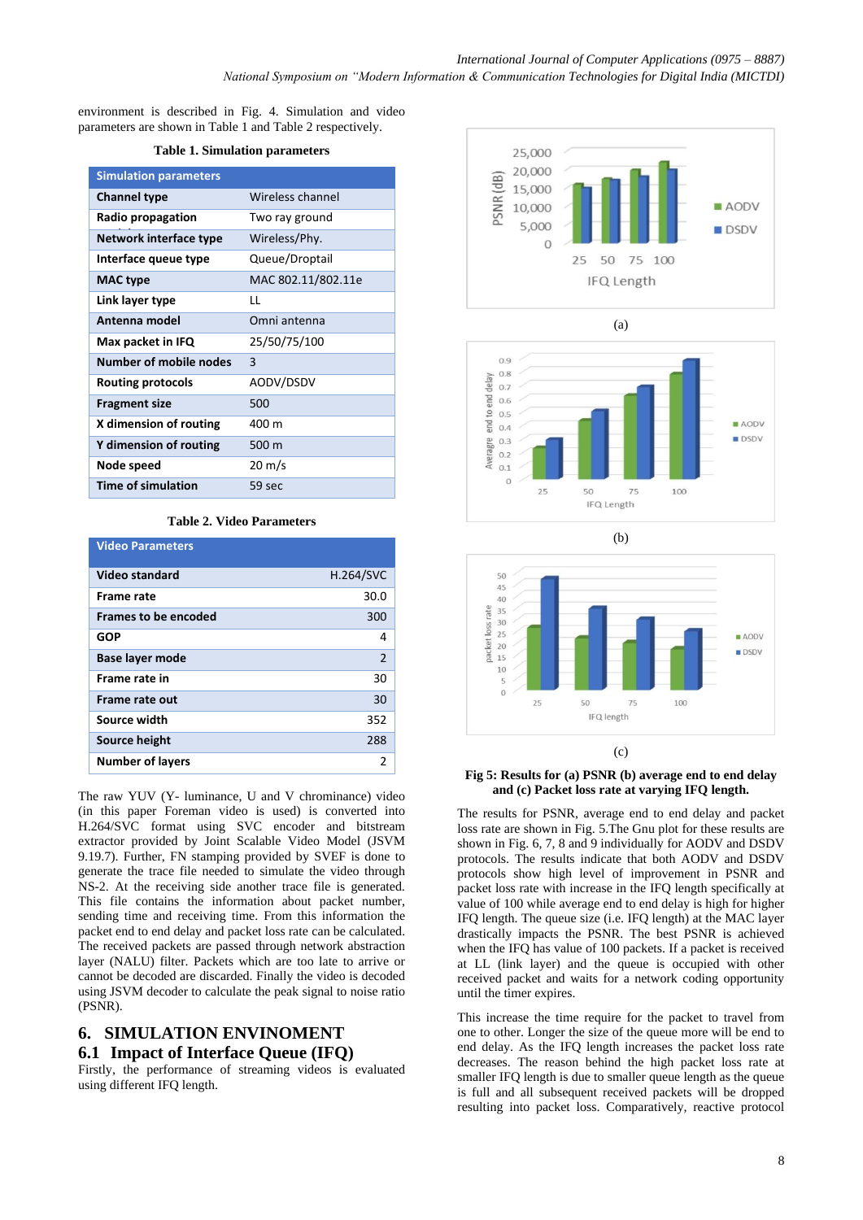environment is described in Fig. 4. Simulation and video parameters are shown in Table 1 and Table 2 respectively.

**Table 1. Simulation parameters**

| Simulation parameters | |
|---|---|
| **Channel type** | Wireless channel |
| **Radio propagation** | Two ray ground |
| **Network interface type** | Wireless/Phy. |
| **Interface queue type** | Queue/Droptail |
| **MAC type** | MAC 802.11/802.11e |
| **Link layer type** | LL |
| **Antenna model** | Omni antenna |
| **Max packet in IFQ** | 25/50/75/100 |
| **Number of mobile nodes** | 3 |
| **Routing protocols** | AODV/DSDV |
| **Fragment size** | 500 |
| **X dimension of routing** | 400 m |
| **Y dimension of routing** | 500 m |
| **Node speed** | 20 m/s |
| **Time of simulation** | 59 sec |

**Table 2. Video Parameters**

| Video Parameters | |
|---|---|
| **Video standard** | H.264/SVC |
| **Frame rate** | 30.0 |
| **Frames to be encoded** | 300 |
| **GOP** | 4 |
| **Base layer mode** | 2 |
| **Frame rate in** | 30 |
| **Frame rate out** | 30 |
| **Source width** | 352 |
| **Source height** | 288 |
| **Number of layers** | 2 |

The raw YUV (Y- luminance, U and V chrominance) video (in this paper Foreman video is used) is converted into H.264/SVC format using SVC encoder and bitstream extractor provided by Joint Scalable Video Model (JSVM 9.19.7). Further, FN stamping provided by SVEF is done to generate the trace file needed to simulate the video through NS-2. At the receiving side another trace file is generated. This file contains the information about packet number, sending time and receiving time. From this information the packet end to end delay and packet loss rate can be calculated. The received packets are passed through network abstraction layer (NALU) filter. Packets which are too late to arrive or cannot be decoded are discarded. Finally the video is decoded using JSVM decoder to calculate the peak signal to noise ratio (PSNR).

# 6. SIMULATION ENVIRONMENT

## 6.1 Impact of Interface Queue (IFQ)

Firstly, the performance of streaming videos is evaluated using different IFQ length.

(a)

(b)

(c)

**Fig 5: Results for (a) PSNR (b) average end to end delay and (c) Packet loss rate at varying IFQ length.**

The results for PSNR, average end to end delay and packet loss rate are shown in Fig. 5.The Gnu plot for these results are shown in Fig. 6, 7, 8 and 9 individually for AODV and DSDV protocols. The results indicate that both AODV and DSDV protocols show high level of improvement in PSNR and packet loss rate with increase in the IFQ length specifically at value of 100 while average end to end delay is high for higher IFQ length. The queue size (i.e. IFQ length) at the MAC layer drastically impacts the PSNR. The best PSNR is achieved when the IFQ has value of 100 packets. If a packet is received at LL (link layer) and the queue is occupied with other received packet and waits for a network coding opportunity until the timer expires.

This increase the time require for the packet to travel from one to other. Longer the size of the queue more will be end to end delay. As the IFQ length increases the packet loss rate decreases. The reason behind the high packet loss rate at smaller IFQ length is due to smaller queue length as the queue is full and all subsequent received packets will be dropped resulting into packet loss. Comparatively, reactive protocol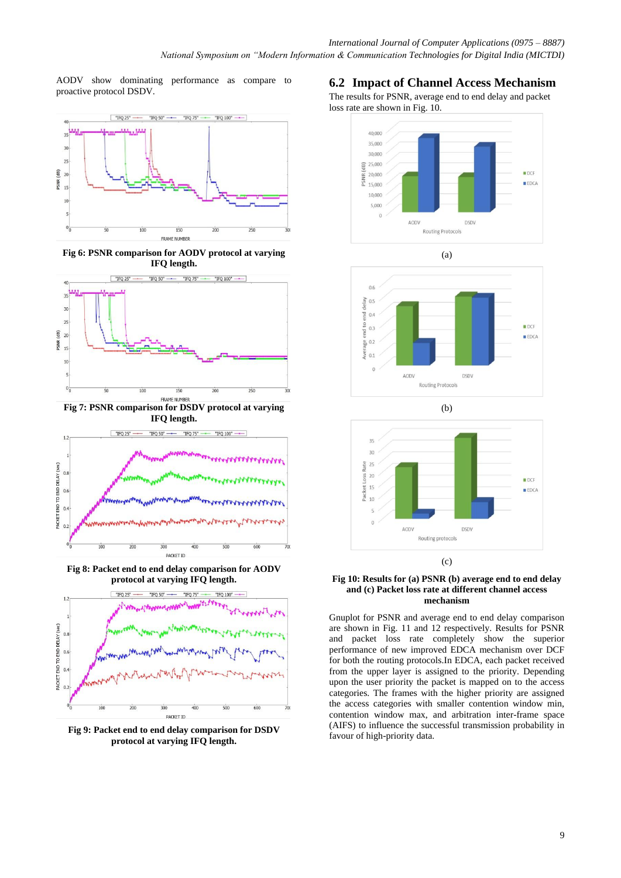AODV show dominating performance as compare to proactive protocol DSDV.

**Fig 6: PSNR comparison for AODV protocol at varying IFQ length.**

**Fig 7: PSNR comparison for DSDV protocol at varying IFQ length.**

**Fig 8: Packet end to end delay comparison for AODV protocol at varying IFQ length.**

**Fig 9: Packet end to end delay comparison for DSDV protocol at varying IFQ length.**

## 6.2 Impact of Channel Access Mechanism

The results for PSNR, average end to end delay and packet loss rate are shown in Fig. 10.

(a)

(b)

(c)

**Fig 10: Results for (a) PSNR (b) average end to end delay and (c) Packet loss rate at different channel access mechanism**

Gnuplot for PSNR and average end to end delay comparison are shown in Fig. 11 and 12 respectively. Results for PSNR and packet loss rate completely show the superior performance of new improved EDCA mechanism over DCF for both the routing protocols.In EDCA, each packet received from the upper layer is assigned to the priority. Depending upon the user priority the packet is mapped on to the access categories. The frames with the higher priority are assigned the access categories with smaller contention window min, contention window max, and arbitration inter-frame space (AIFS) to influence the successful transmission probability in favour of high-priority data.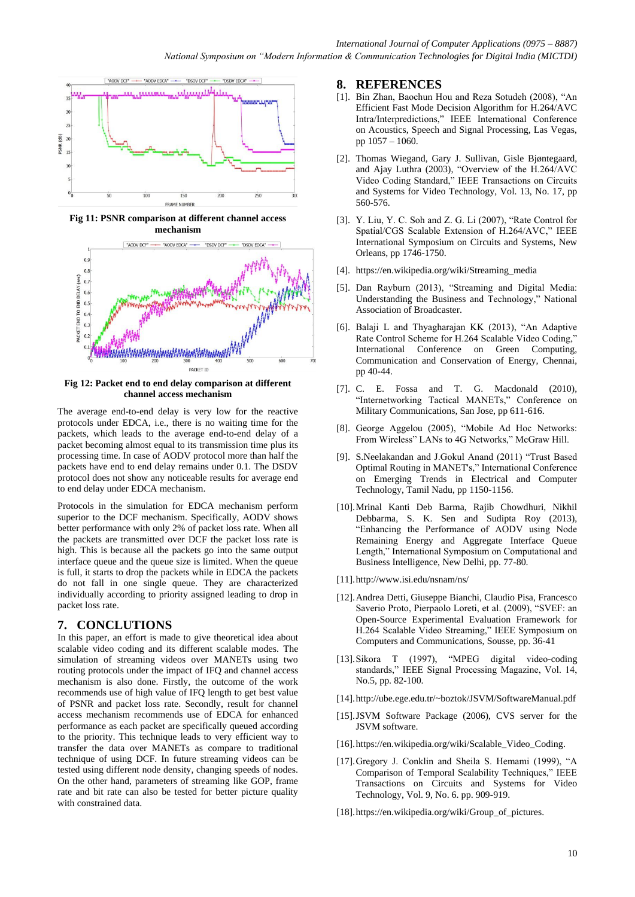Fig 11: PSNR comparison at different channel access mechanism

Fig 12: Packet end to end delay comparison at different channel access mechanism

The average end-to-end delay is very low for the reactive protocols under EDCA, i.e., there is no waiting time for the packets, which leads to the average end-to-end delay of a packet becoming almost equal to its transmission time plus its processing time. In case of AODV protocol more than half the packets have end to end delay remains under 0.1. The DSDV protocol does not show any noticeable results for average end to end delay under EDCA mechanism.

Protocols in the simulation for EDCA mechanism perform superior to the DCF mechanism. Specifically, AODV shows better performance with only 2% of packet loss rate. When all the packets are transmitted over DCF the packet loss rate is high. This is because all the packets go into the same output interface queue and the queue size is limited. When the queue is full, it starts to drop the packets while in EDCA the packets do not fall in one single queue. They are characterized individually according to priority assigned leading to drop in packet loss rate.

## 7. CONCLUTIONS

In this paper, an effort is made to give theoretical idea about scalable video coding and its different scalable modes. The simulation of streaming videos over MANETs using two routing protocols under the impact of IFQ and channel access mechanism is also done. Firstly, the outcome of the work recommends use of high value of IFQ length to get best value of PSNR and packet loss rate. Secondly, result for channel access mechanism recommends use of EDCA for enhanced performance as each packet are specifically queued according to the priority. This technique leads to very efficient way to transfer the data over MANETs as compare to traditional technique of using DCF. In future streaming videos can be tested using different node density, changing speeds of nodes. On the other hand, parameters of streaming like GOP, frame rate and bit rate can also be tested for better picture quality with constrained data.

## 8. REFERENCES

[1]. Bin Zhan, Baochun Hou and Reza Sotudeh (2008), "An Efficient Fast Mode Decision Algorithm for H.264/AVC Intra/Interpredictions," IEEE International Conference on Acoustics, Speech and Signal Processing, Las Vegas, pp 1057 – 1060.

[2]. Thomas Wiegand, Gary J. Sullivan, Gisle Bjøntegaard, and Ajay Luthra (2003), "Overview of the H.264/AVC Video Coding Standard," IEEE Transactions on Circuits and Systems for Video Technology, Vol. 13, No. 17, pp 560-576.

[3]. Y. Liu, Y. C. Soh and Z. G. Li (2007), "Rate Control for Spatial/CGS Scalable Extension of H.264/AVC," IEEE International Symposium on Circuits and Systems, New Orleans, pp 1746-1750.

[4]. https://en.wikipedia.org/wiki/Streaming_media

[5]. Dan Rayburn (2013), "Streaming and Digital Media: Understanding the Business and Technology," National Association of Broadcaster.

[6]. Balaji L and Thyagharajan KK (2013), "An Adaptive Rate Control Scheme for H.264 Scalable Video Coding," International Conference on Green Computing, Communication and Conservation of Energy, Chennai, pp 40-44.

[7]. C. E. Fossa and T. G. Macdonald (2010), "Internetworking Tactical MANETs," Conference on Military Communications, San Jose, pp 611-616.

[8]. George Aggelou (2005), "Mobile Ad Hoc Networks: From Wireless" LANs to 4G Networks," McGraw Hill.

[9]. S.Neelakandan and J.Gokul Anand (2011) "Trust Based Optimal Routing in MANET's," International Conference on Emerging Trends in Electrical and Computer Technology, Tamil Nadu, pp 1150-1156.

[10]. Mrinal Kanti Deb Barma, Rajib Chowdhuri, Nikhil Debbarma, S. K. Sen and Sudipta Roy (2013), "Enhancing the Performance of AODV using Node Remaining Energy and Aggregate Interface Queue Length," International Symposium on Computational and Business Intelligence, New Delhi, pp. 77-80.

[11]. http://www.isi.edu/nsnam/ns/

[12]. Andrea Detti, Giuseppe Bianchi, Claudio Pisa, Francesco Saverio Proto, Pierpaolo Loreti, et al. (2009), "SVEF: an Open-Source Experimental Evaluation Framework for H.264 Scalable Video Streaming," IEEE Symposium on Computers and Communications, Sousse, pp. 36-41

[13]. Sikora T (1997), "MPEG digital video-coding standards," IEEE Signal Processing Magazine, Vol. 14, No.5, pp. 82-100.

[14]. http://ube.ege.edu.tr/~boztok/JSVM/SoftwareManual.pdf

[15]. JSVM Software Package (2006), CVS server for the JSVM software.

[16]. https://en.wikipedia.org/wiki/Scalable_Video_Coding.

[17]. Gregory J. Conklin and Sheila S. Hemami (1999), "A Comparison of Temporal Scalability Techniques," IEEE Transactions on Circuits and Systems for Video Technology, Vol. 9, No. 6. pp. 909-919.

[18]. https://en.wikipedia.org/wiki/Group_of_pictures.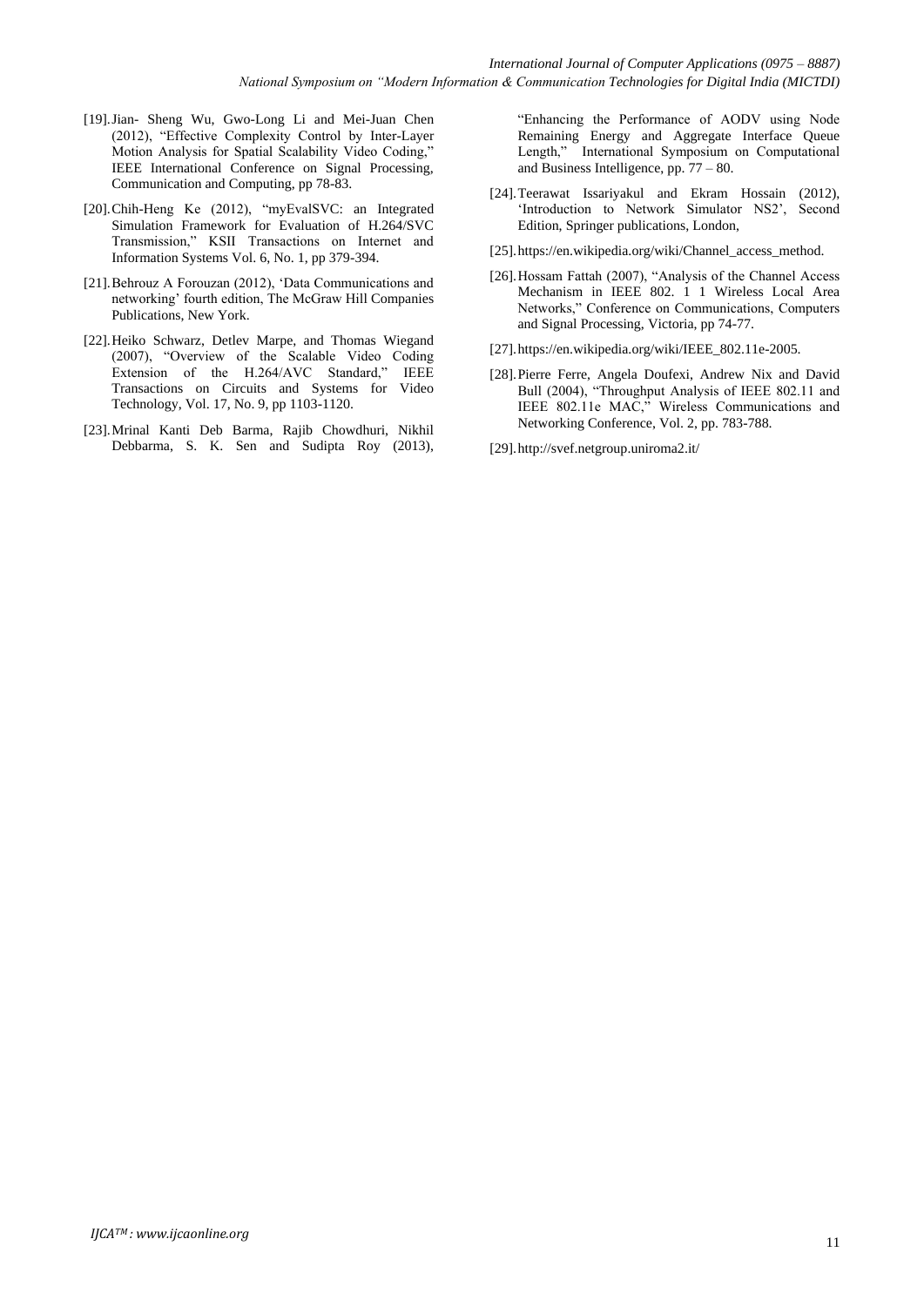[19]. Jian- Sheng Wu, Gwo-Long Li and Mei-Juan Chen (2012), "Effective Complexity Control by Inter-Layer Motion Analysis for Spatial Scalability Video Coding," IEEE International Conference on Signal Processing, Communication and Computing, pp 78-83.

[20]. Chih-Heng Ke (2012), "myEvalSVC: an Integrated Simulation Framework for Evaluation of H.264/SVC Transmission," KSII Transactions on Internet and Information Systems Vol. 6, No. 1, pp 379-394.

[21]. Behrouz A Forouzan (2012), 'Data Communications and networking' fourth edition, The McGraw Hill Companies Publications, New York.

[22]. Heiko Schwarz, Detlev Marpe, and Thomas Wiegand (2007), "Overview of the Scalable Video Coding Extension of the H.264/AVC Standard," IEEE Transactions on Circuits and Systems for Video Technology, Vol. 17, No. 9, pp 1103-1120.

[23]. Mrinal Kanti Deb Barma, Rajib Chowdhuri, Nikhil Debbarma, S. K. Sen and Sudipta Roy (2013), "Enhancing the Performance of AODV using Node Remaining Energy and Aggregate Interface Queue Length," International Symposium on Computational and Business Intelligence, pp. 77 – 80.

[24]. Teerawat Issariyakul and Ekram Hossain (2012), 'Introduction to Network Simulator NS2', Second Edition, Springer publications, London,

[25]. https://en.wikipedia.org/wiki/Channel_access_method.

[26]. Hossam Fattah (2007), "Analysis of the Channel Access Mechanism in IEEE 802. 1 1 Wireless Local Area Networks," Conference on Communications, Computers and Signal Processing, Victoria, pp 74-77.

[27]. https://en.wikipedia.org/wiki/IEEE_802.11e-2005.

[28]. Pierre Ferre, Angela Doufexi, Andrew Nix and David Bull (2004), "Throughput Analysis of IEEE 802.11 and IEEE 802.11e MAC," Wireless Communications and Networking Conference, Vol. 2, pp. 783-788.

[29]. http://svef.netgroup.uniroma2.it/